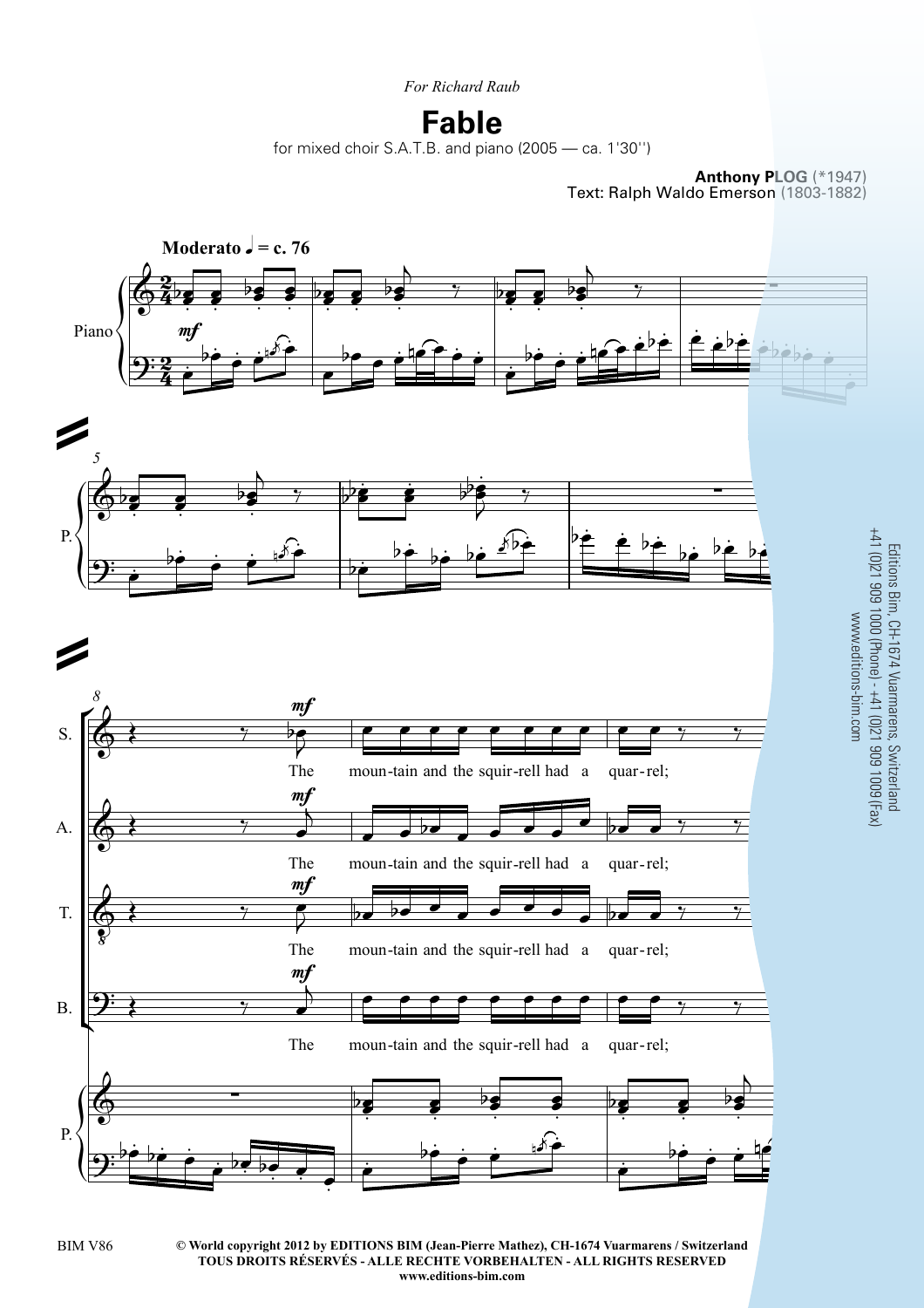*For Richard Raub*

# Fable

for mixed choir S.A.T.B. and piano (2005 — ca. 1'30'')

**Anthony PLOG** (*1947)
Text: Ralph Waldo Emerson (1803-1882)

**Moderato** ♩ = c. 76

The moun-tain and the squir-rell had a quar-rel;

Editions Bim, CH-1674 Vuarmarens, Switzerland
+41 (0)21 909 1000 (Phone) - +41 (0)21 909 1009 (Fax)
www.editions-bim.com

BIM V86

© World copyright 2012 by EDITIONS BIM (Jean-Pierre Mathez), CH-1674 Vuarmarens / Switzerland
TOUS DROITS RÉSERVÉS - ALLE RECHTE VORBEHALTEN - ALL RIGHTS RESERVED
www.editions-bim.com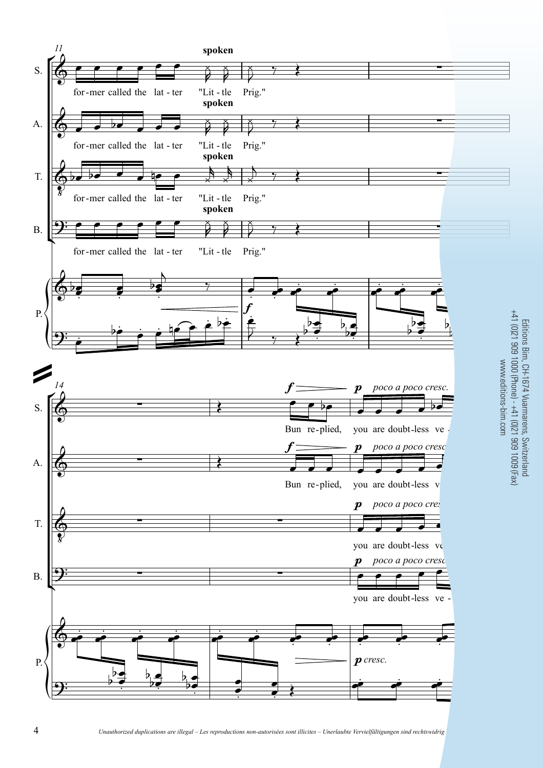11

S. for-mer called the lat-ter *spoken* "Lit-tle Prig."

A. for-mer called the lat-ter *spoken* "Lit-tle Prig."

T. for-mer called the lat-ter *spoken* "Lit-tle Prig."

B. for-mer called the lat-ter *spoken* "Lit-tle Prig."

14

S. *f* Bun re-plied, *p* *poco a poco cresc.* you are doubt-less ve-

A. *f* Bun re-plied, *p* *poco a poco cresc.* you are doubt-less v

T. *p* *poco a poco cres* you are doubt-less ve

B. *p* *poco a poco cresc* you are doubt-less ve-

P. *p cresc.*

Editions Bim, CH-1674 Vuarmarens, Switzerland
+41 (0)21 909 1000 (Phone) - +41 (0)21 909 1009 (Fax)
www.editions-bim.com

*Unauthorized duplications are illegal – Les reproductions non-autorisées sont illicites – Unerlaubte Vervielfältigungen sind rechtswidrig*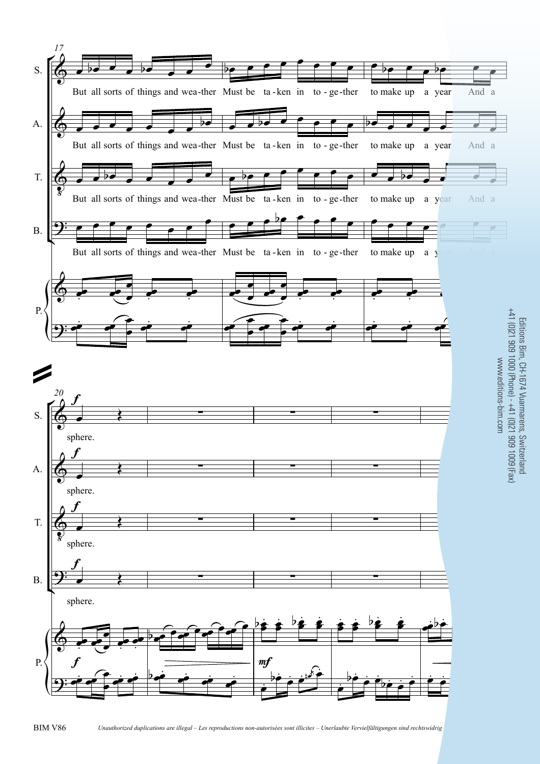17

S. But all sorts of things and wea-ther Must be ta-ken in to-ge-ther to make up a year And a

A. But all sorts of things and wea-ther Must be ta-ken in to-ge-ther to make up a year And a

T. But all sorts of things and wea-ther Must be ta-ken in to-ge-ther to make up a year And a

B. But all sorts of things and wea-ther Must be ta-ken in to-ge-ther to make up a year And a

P.

20

S. *f* sphere.

A. *f* sphere.

T. *f* sphere.

B. *f* sphere.

P. *f* *mf*

Editions Bim, CH-1674 Vuarmarens, Switzerland
+41 (0)21 909 1000 (Phone) - +41 (0)21 909 1009 (Fax)
www.editions-bim.com

BIM V86

*Unauthorized duplications are illegal – Les reproductions non-autorisées sont illicites – Unerlaubte Vervielfältigungen sind rechtswidrig*